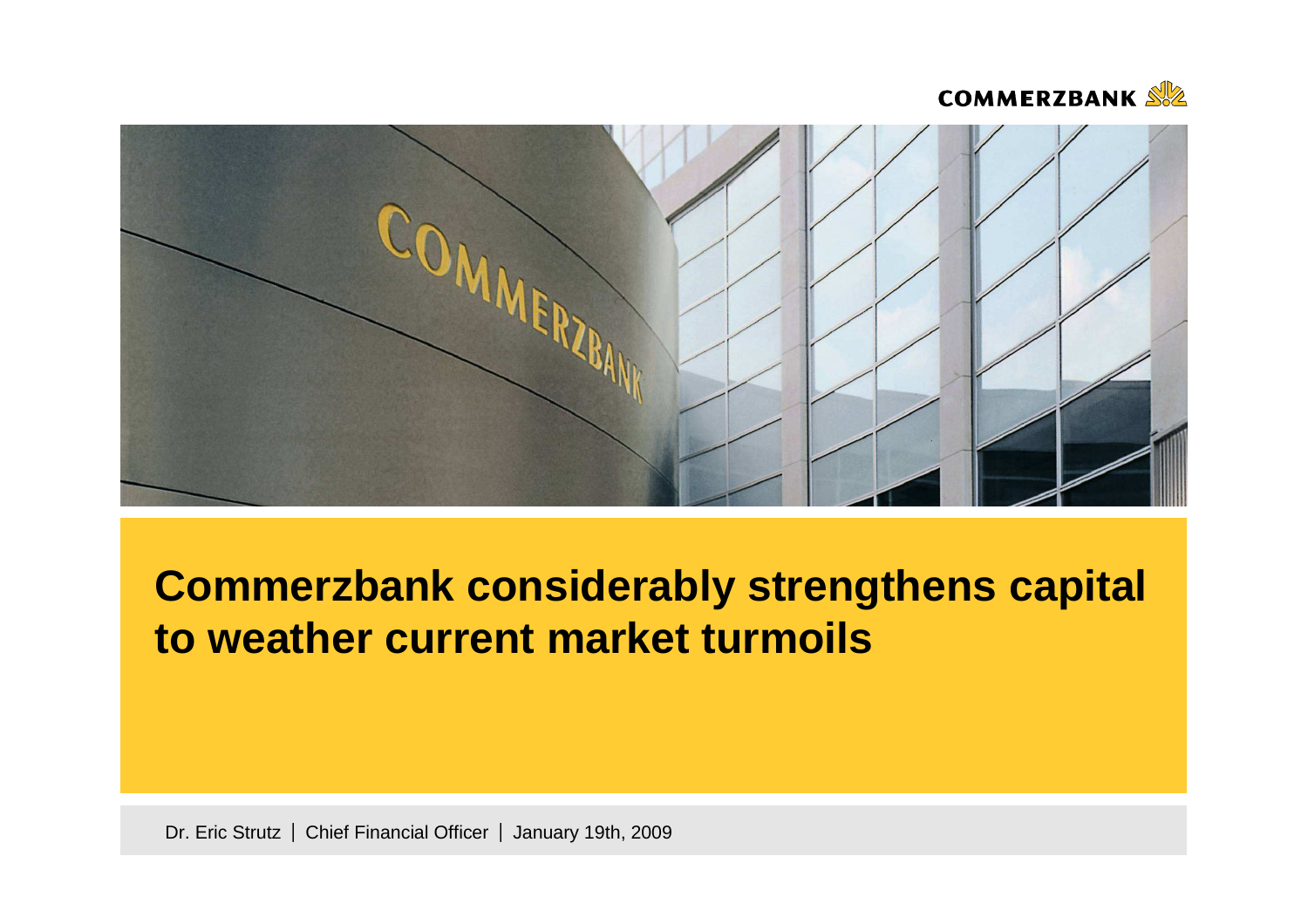# Commerzbank considerably strengthens capital to weather current market turmoils

Dr. Eric Strutz | Chief Financial Officer | January 19th, 2009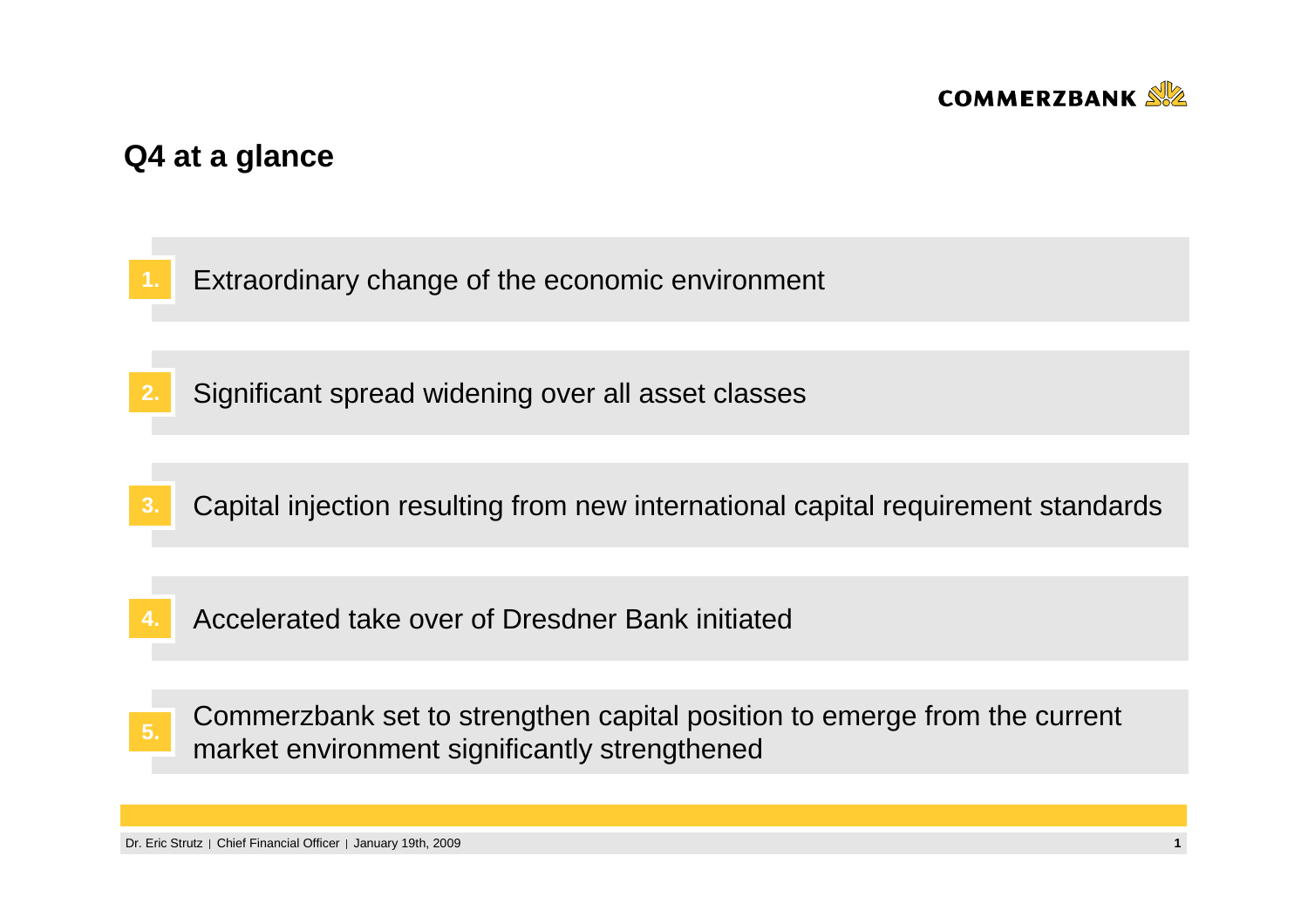## Q4 at a glance

1. Extraordinary change of the economic environment
2. Significant spread widening over all asset classes
3. Capital injection resulting from new international capital requirement standards
4. Accelerated take over of Dresdner Bank initiated
5. Commerzbank set to strengthen capital position to emerge from the current market environment significantly strengthened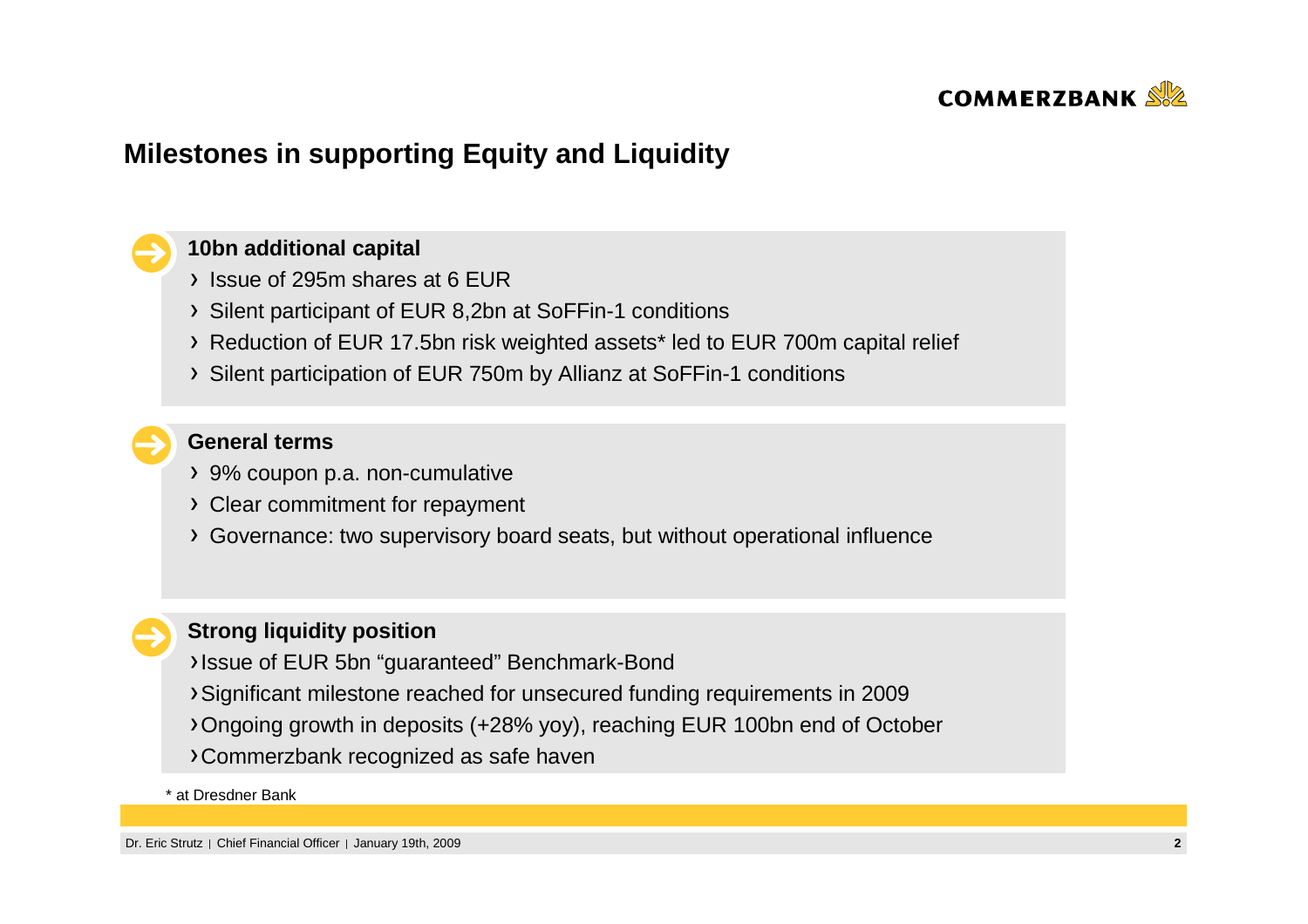## Milestones in supporting Equity and Liquidity

### 10bn additional capital

- Issue of 295m shares at 6 EUR
- Silent participant of EUR 8,2bn at SoFFin-1 conditions
- Reduction of EUR 17.5bn risk weighted assets* led to EUR 700m capital relief
- Silent participation of EUR 750m by Allianz at SoFFin-1 conditions

### General terms

- 9% coupon p.a. non-cumulative
- Clear commitment for repayment
- Governance: two supervisory board seats, but without operational influence

### Strong liquidity position

- Issue of EUR 5bn "guaranteed" Benchmark-Bond
- Significant milestone reached for unsecured funding requirements in 2009
- Ongoing growth in deposits (+28% yoy), reaching EUR 100bn end of October
- Commerzbank recognized as safe haven

\* at Dresdner Bank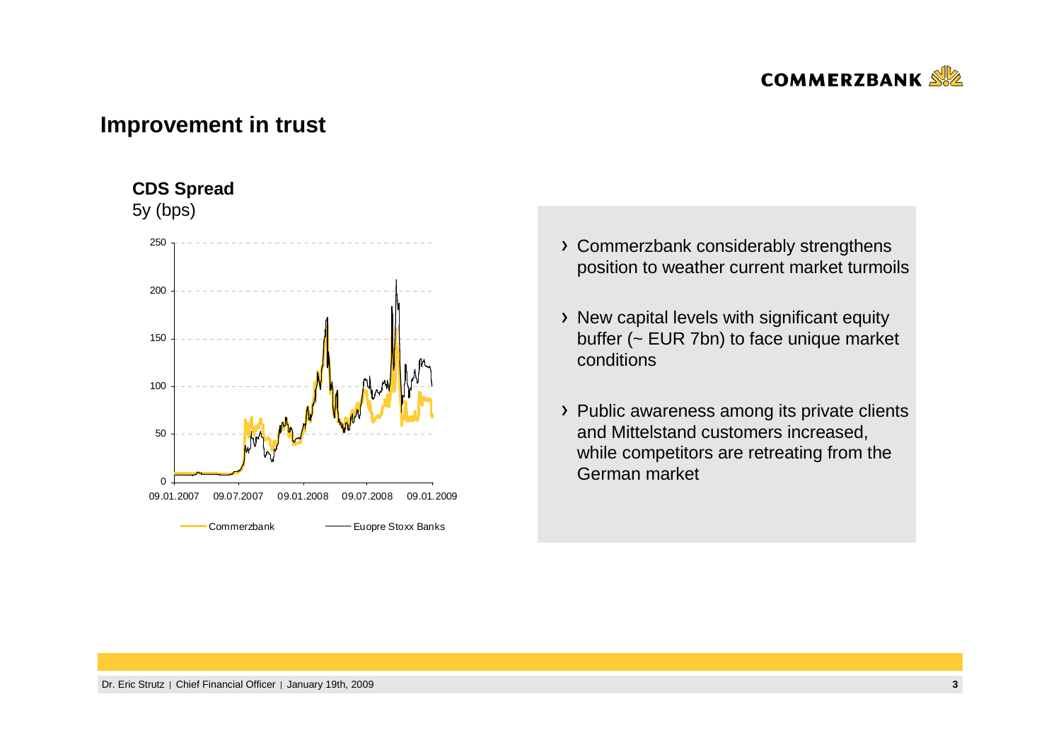## Improvement in trust

**CDS Spread**
5y (bps)

250
200
150
100
50
0

09.01.2007 09.07.2007 09.01.2008 09.07.2008 09.01.2009

Commerzbank — Euopre Stoxx Banks

- Commerzbank considerably strengthens position to weather current market turmoils
- New capital levels with significant equity buffer (~ EUR 7bn) to face unique market conditions
- Public awareness among its private clients and Mittelstand customers increased, while competitors are retreating from the German market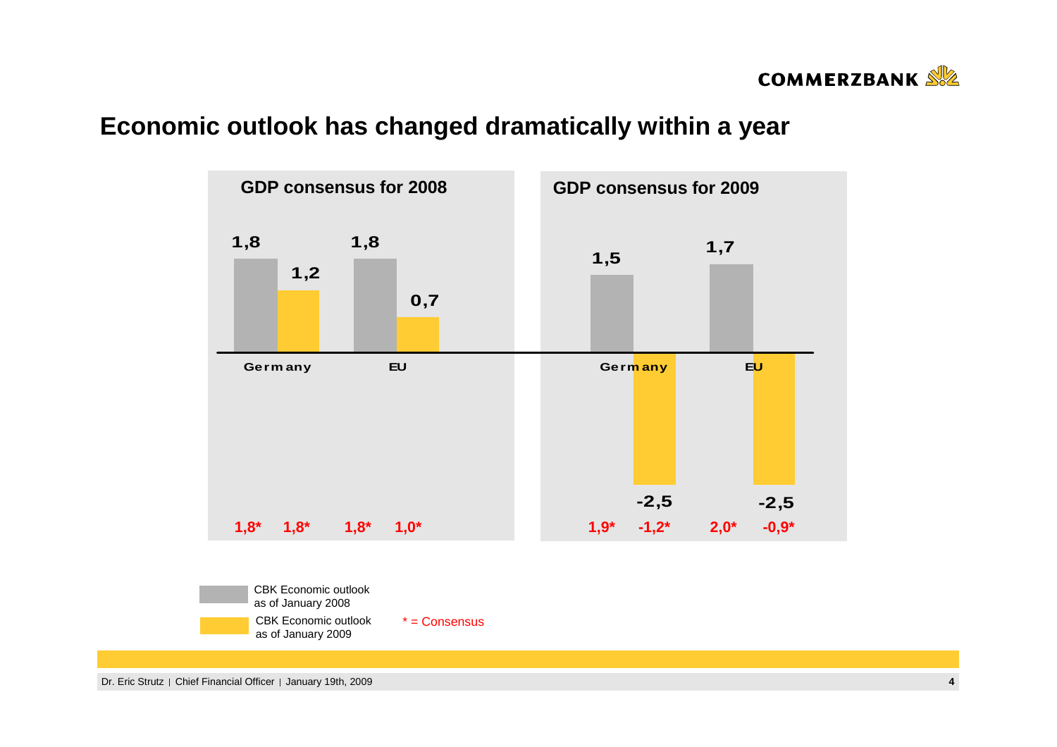# Economic outlook has changed dramatically within a year

## GDP consensus for 2008

| | CBK Economic outlook as of January 2008 | CBK Economic outlook as of January 2009 |
| --- | --- | --- |
| Germany | 1,8 | 1,2 |
| EU | 1,8 | 0,7 |
| Consensus Germany | 1,8* | 1,8* |
| Consensus EU | 1,8* | 1,0* |

## GDP consensus for 2009

| | CBK Economic outlook as of January 2008 | CBK Economic outlook as of January 2009 |
| --- | --- | --- |
| Germany | 1,5 | -2,5 |
| EU | 1,7 | -2,5 |
| Consensus Germany | 1,9* | -1,2* |
| Consensus EU | 2,0* | -0,9* |

CBK Economic outlook as of January 2008

CBK Economic outlook as of January 2009

* = Consensus

Dr. Eric Strutz | Chief Financial Officer | January 19th, 2009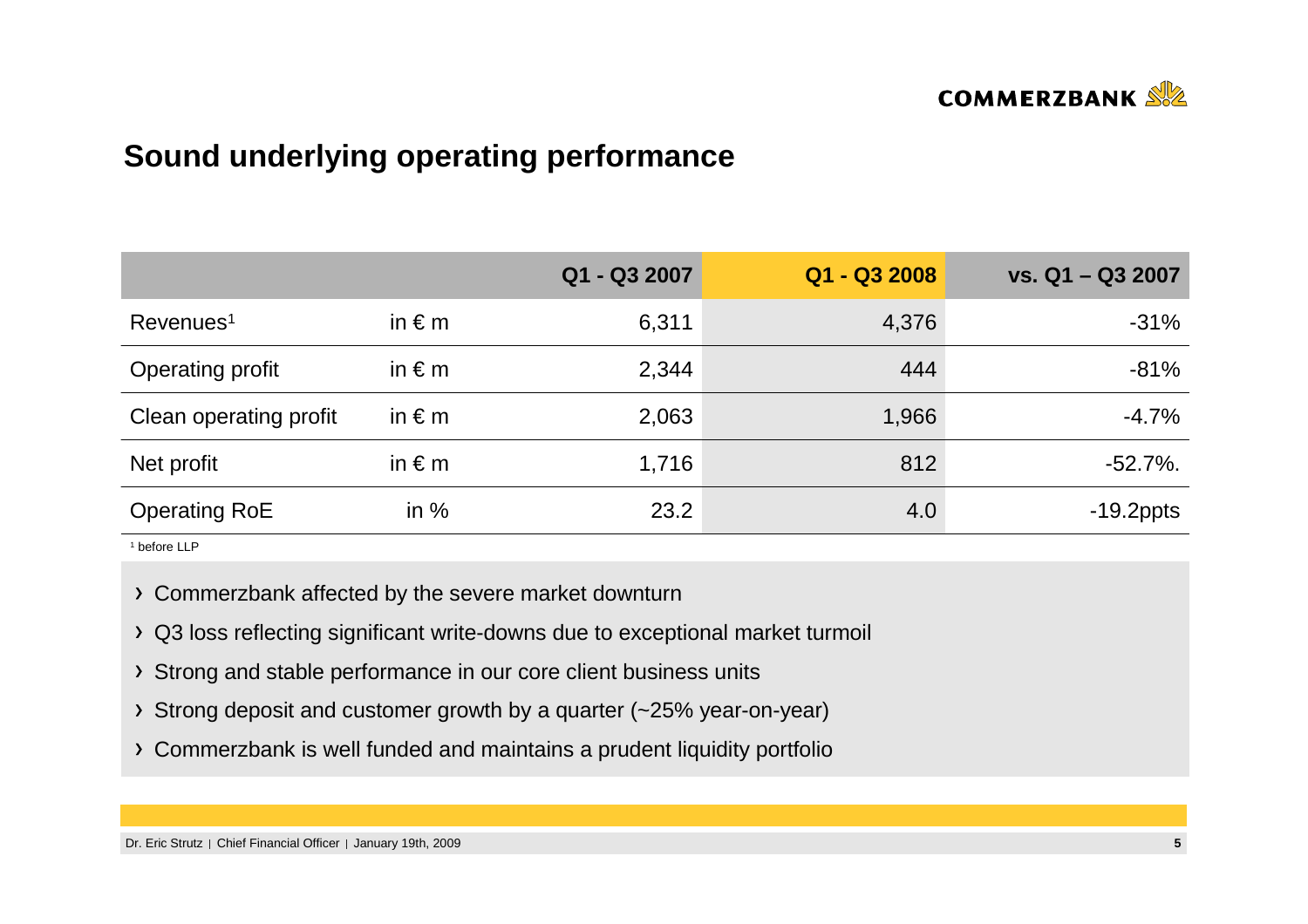## Sound underlying operating performance

| | | Q1 - Q3 2007 | Q1 - Q3 2008 | vs. Q1 – Q3 2007 |
|---|---|---|---|---|
| Revenues[1] | in € m | 6,311 | 4,376 | -31% |
| Operating profit | in € m | 2,344 | 444 | -81% |
| Clean operating profit | in € m | 2,063 | 1,966 | -4.7% |
| Net profit | in € m | 1,716 | 812 | -52.7%. |
| Operating RoE | in % | 23.2 | 4.0 | -19.2ppts |

[1] before LLP

- Commerzbank affected by the severe market downturn
- Q3 loss reflecting significant write-downs due to exceptional market turmoil
- Strong and stable performance in our core client business units
- Strong deposit and customer growth by a quarter (~25% year-on-year)
- Commerzbank is well funded and maintains a prudent liquidity portfolio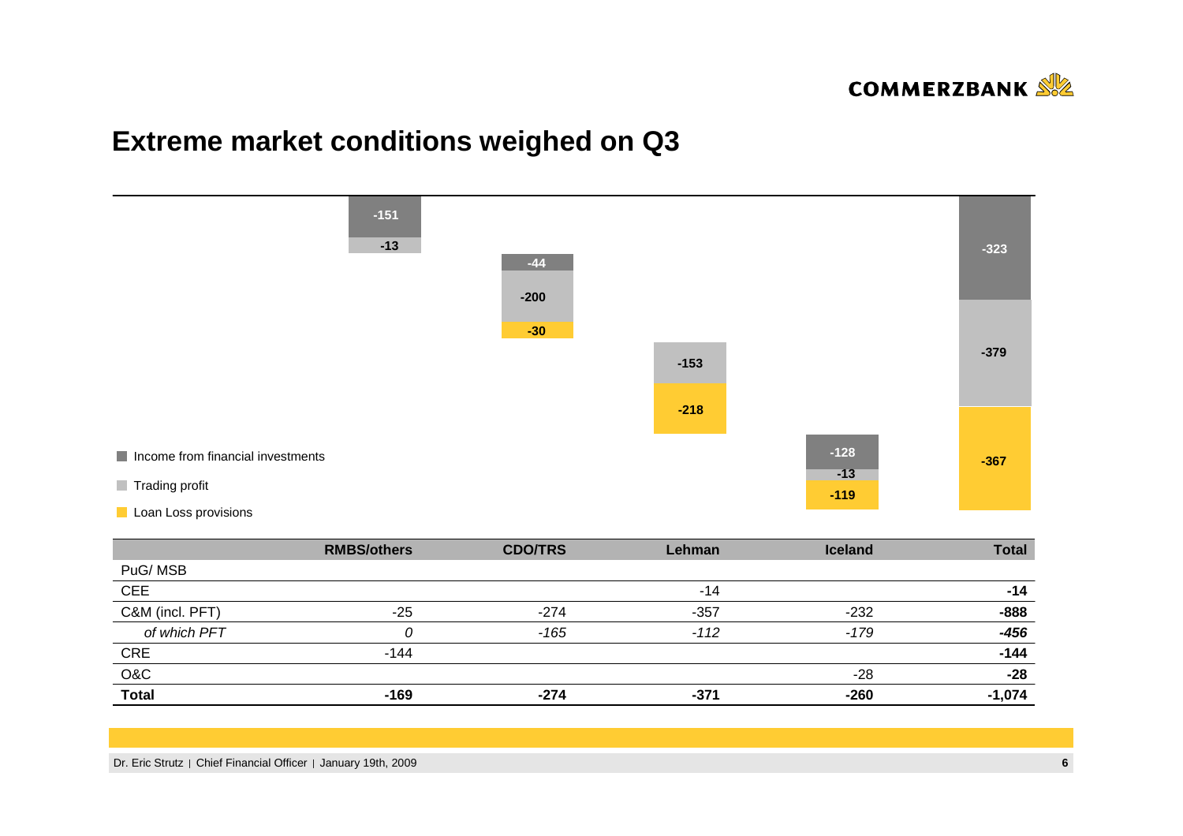# Extreme market conditions weighed on Q3

| | RMBS/others | CDO/TRS | Lehman | Iceland | Total |
|---|---|---|---|---|---|
| Income from financial investments | -151 | -44 | | -128 | -323 |
| Trading profit | -13 | -200 | -153 | -13 | -379 |
| Loan Loss provisions | | -30 | -218 | -119 | -367 |

| | RMBS/others | CDO/TRS | Lehman | Iceland | Total |
|---|---|---|---|---|---|
| PuG/ MSB | | | | | |
| CEE | | | -14 | | **-14** |
| C&M (incl. PFT) | -25 | -274 | -357 | -232 | **-888** |
| *of which PFT* | *0* | *-165* | *-112* | *-179* | ***-456*** |
| CRE | -144 | | | | **-144** |
| O&C | | | | -28 | **-28** |
| **Total** | **-169** | **-274** | **-371** | **-260** | **-1,074** |

Dr. Eric Strutz | Chief Financial Officer | January 19th, 2009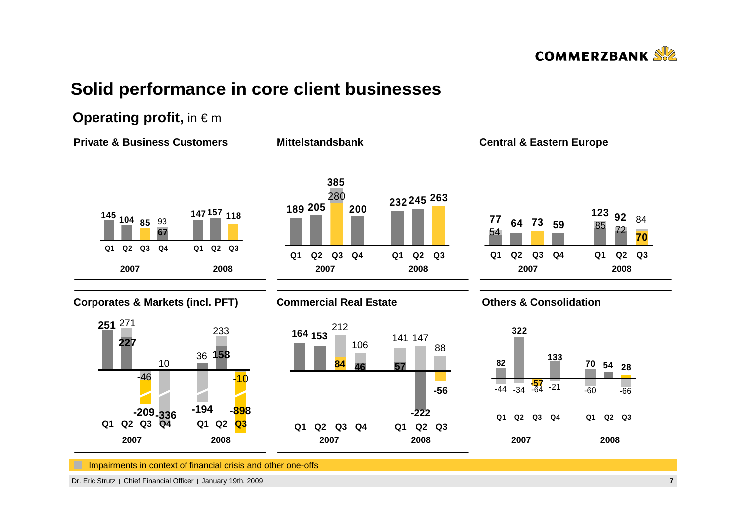# Solid performance in core client businesses

## Operating profit, in € m

### Private & Business Customers

| | Q1 2007 | Q2 2007 | Q3 2007 | Q4 2007 | Q1 2008 | Q2 2008 | Q3 2008 |
|---|---|---|---|---|---|---|---|
| Operating profit | 145 | 104 | 85 | 93 / 67 | 147 | 157 | 118 |

### Mittelstandsbank

| | Q1 2007 | Q2 2007 | Q3 2007 | Q4 2007 | Q1 2008 | Q2 2008 | Q3 2008 |
|---|---|---|---|---|---|---|---|
| Operating profit | 189 | 205 | 385 / 280 | 200 | 232 | 245 | 263 |

### Central & Eastern Europe

| | Q1 2007 | Q2 2007 | Q3 2007 | Q4 2007 | Q1 2008 | Q2 2008 | Q3 2008 |
|---|---|---|---|---|---|---|---|
| Operating profit | 77 / 54 | 64 | 73 | 59 | 123 / 85 | 92 / 72 | 84 / 70 |

### Corporates & Markets (incl. PFT)

| | Q1 2007 | Q2 2007 | Q3 2007 | Q4 2007 | Q1 2008 | Q2 2008 | Q3 2008 |
|---|---|---|---|---|---|---|---|
| Operating profit | 251 | 271 / 227 | -46 / -209 | 10 / -336 | 36 / -194 | 233 / 158 | -10 / -898 |

### Commercial Real Estate

| | Q1 2007 | Q2 2007 | Q3 2007 | Q4 2007 | Q1 2008 | Q2 2008 | Q3 2008 |
|---|---|---|---|---|---|---|---|
| Operating profit | 164 | 153 | 212 / 84 | 106 / 46 | 141 / 57 | 147 / -222 | 88 / -56 |

### Others & Consolidation

| | Q1 2007 | Q2 2007 | Q3 2007 | Q4 2007 | Q1 2008 | Q2 2008 | Q3 2008 |
|---|---|---|---|---|---|---|---|
| Operating profit | 82 / -44 | 322 / -34 | -57 / -64 | 133 / -21 | 70 / -60 | 54 | 28 / -66 |

Impairments in context of financial crisis and other one-offs

Dr. Eric Strutz | Chief Financial Officer | January 19th, 2009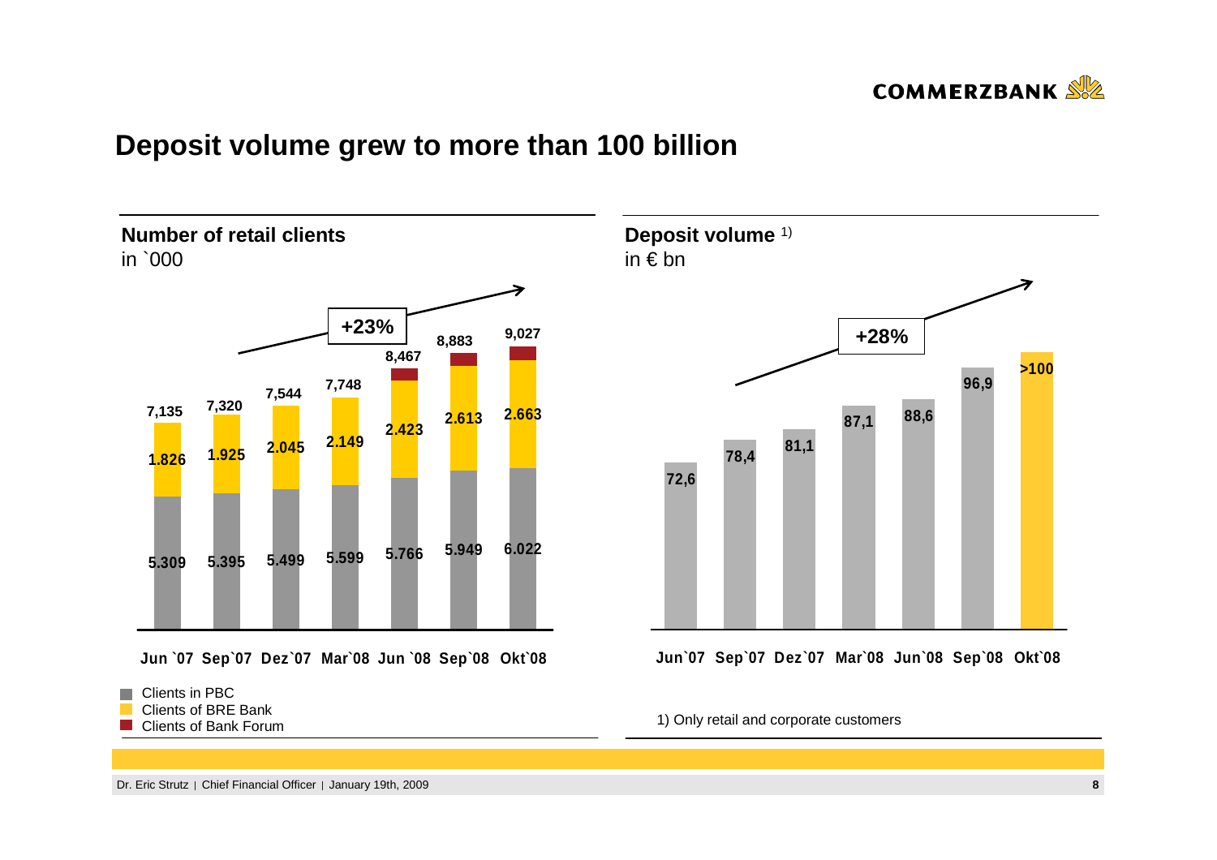# Deposit volume grew to more than 100 billion

## Number of retail clients
in `000

+23%

| | Jun `07 | Sep`07 | Dez`07 | Mar`08 | Jun `08 | Sep`08 | Okt`08 |
|---|---|---|---|---|---|---|---|
| Total | 7,135 | 7,320 | 7,544 | 7,748 | 8,467 | 8,883 | 9,027 |
| Clients of BRE Bank | 1.826 | 1.925 | 2.045 | 2.149 | 2.423 | 2.613 | 2.663 |
| Clients in PBC | 5.309 | 5.395 | 5.499 | 5.599 | 5.766 | 5.949 | 6.022 |

- Clients in PBC
- Clients of BRE Bank
- Clients of Bank Forum

## Deposit volume 1)
in € bn

+28%

| Jun`07 | Sep`07 | Dez`07 | Mar`08 | Jun`08 | Sep`08 | Okt`08 |
|---|---|---|---|---|---|---|
| 72,6 | 78,4 | 81,1 | 87,1 | 88,6 | 96,9 | >100 |

1) Only retail and corporate customers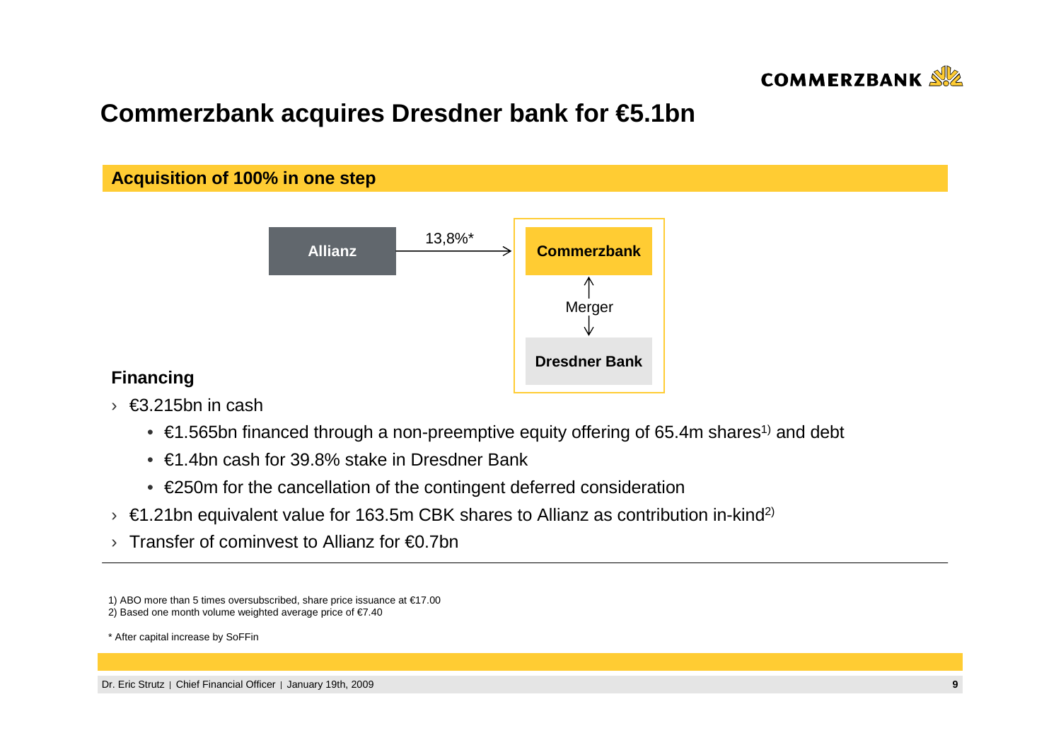# Commerzbank acquires Dresdner bank for €5.1bn

## Acquisition of 100% in one step

Allianz → 13,8%* → Commerzbank

Commerzbank ↔ Merger ↔ Dresdner Bank

### Financing

- €3.215bn in cash
  - €1.565bn financed through a non-preemptive equity offering of 65.4m shares[1] and debt
  - €1.4bn cash for 39.8% stake in Dresdner Bank
  - €250m for the cancellation of the contingent deferred consideration
- €1.21bn equivalent value for 163.5m CBK shares to Allianz as contribution in-kind[2]
- Transfer of cominvest to Allianz for €0.7bn

1) ABO more than 5 times oversubscribed, share price issuance at €17.00
2) Based one month volume weighted average price of €7.40

* After capital increase by SoFFin

Dr. Eric Strutz | Chief Financial Officer | January 19th, 2009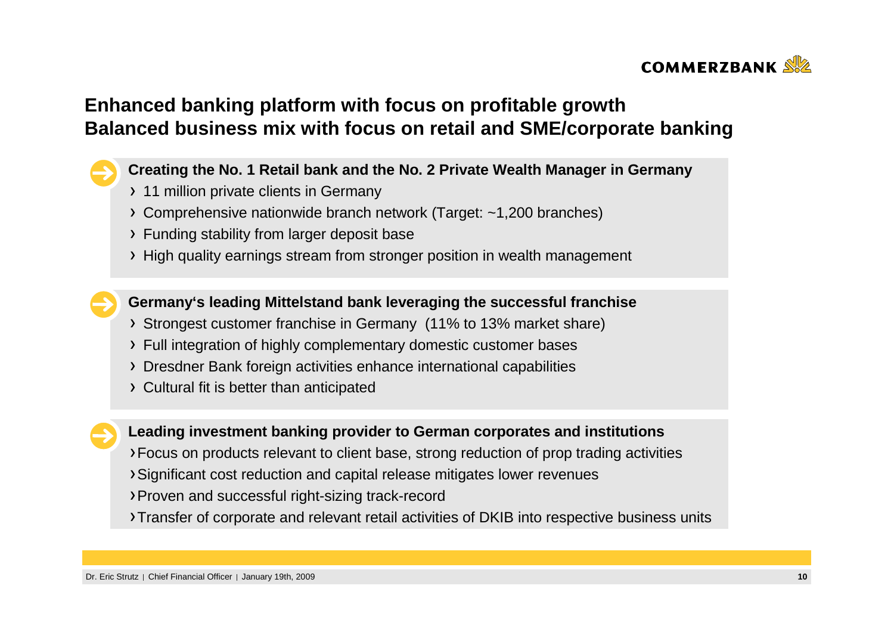## Enhanced banking platform with focus on profitable growth
## Balanced business mix with focus on retail and SME/corporate banking

**Creating the No. 1 Retail bank and the No. 2 Private Wealth Manager in Germany**

- 11 million private clients in Germany
- Comprehensive nationwide branch network (Target: ~1,200 branches)
- Funding stability from larger deposit base
- High quality earnings stream from stronger position in wealth management

**Germany's leading Mittelstand bank leveraging the successful franchise**

- Strongest customer franchise in Germany (11% to 13% market share)
- Full integration of highly complementary domestic customer bases
- Dresdner Bank foreign activities enhance international capabilities
- Cultural fit is better than anticipated

**Leading investment banking provider to German corporates and institutions**

- Focus on products relevant to client base, strong reduction of prop trading activities
- Significant cost reduction and capital release mitigates lower revenues
- Proven and successful right-sizing track-record
- Transfer of corporate and relevant retail activities of DKIB into respective business units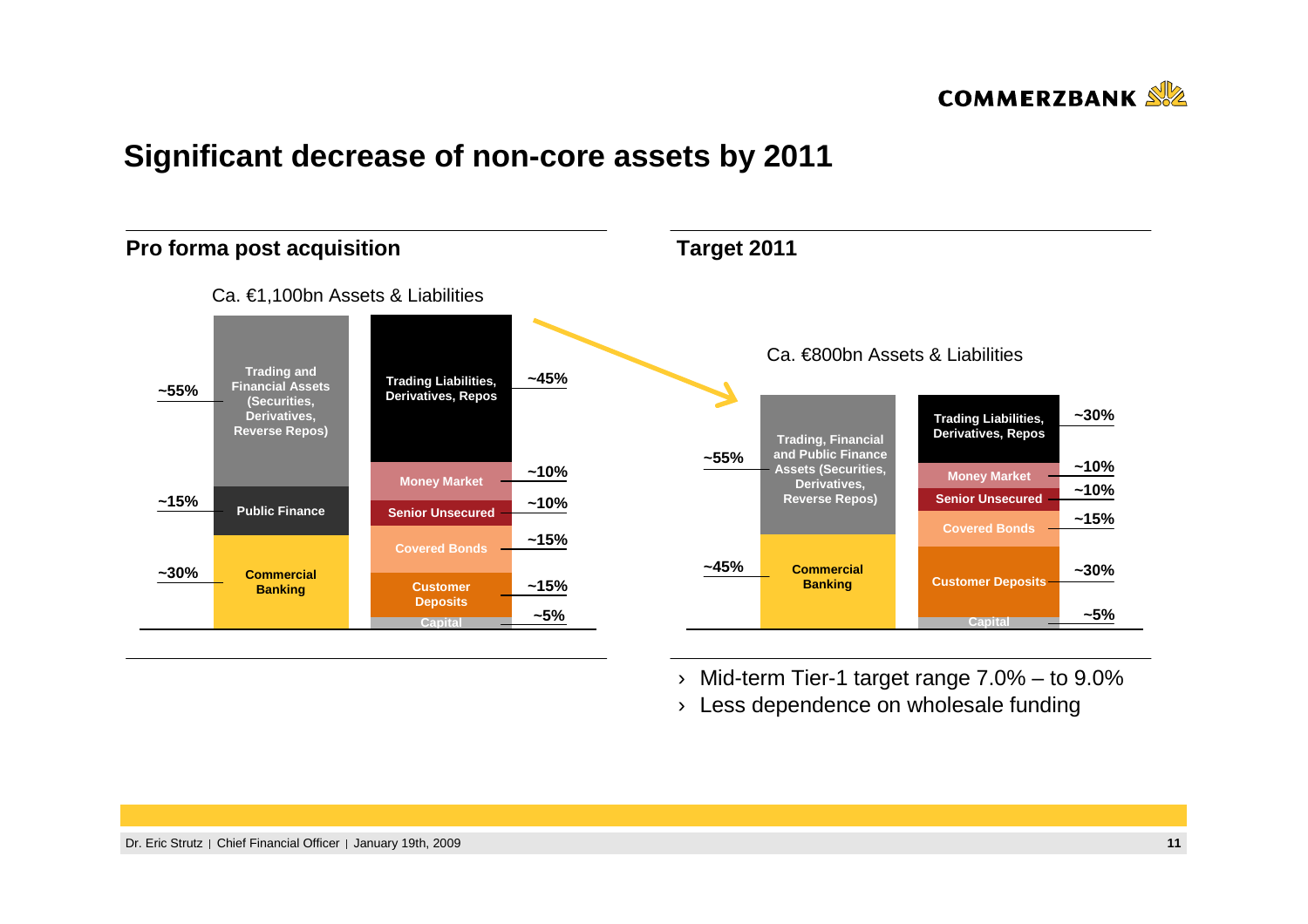# Significant decrease of non-core assets by 2011

## Pro forma post acquisition

Ca. €1,100bn Assets & Liabilities

| Assets | Share | Liabilities | Share |
| --- | --- | --- | --- |
| Trading and Financial Assets (Securities, Derivatives, Reverse Repos) | ~55% | Trading Liabilities, Derivatives, Repos | ~45% |
| Public Finance | ~15% | Money Market | ~10% |
| Commercial Banking | ~30% | Senior Unsecured | ~10% |
| | | Covered Bonds | ~15% |
| | | Customer Deposits | ~15% |
| | | Capital | ~5% |

## Target 2011

Ca. €800bn Assets & Liabilities

| Assets | Share | Liabilities | Share |
| --- | --- | --- | --- |
| Trading, Financial and Public Finance Assets (Securities, Derivatives, Reverse Repos) | ~55% | Trading Liabilities, Derivatives, Repos | ~30% |
| Commercial Banking | ~45% | Money Market | ~10% |
| | | Senior Unsecured | ~10% |
| | | Covered Bonds | ~15% |
| | | Customer Deposits | ~30% |
| | | Capital | ~5% |

- Mid-term Tier-1 target range 7.0% – to 9.0%
- Less dependence on wholesale funding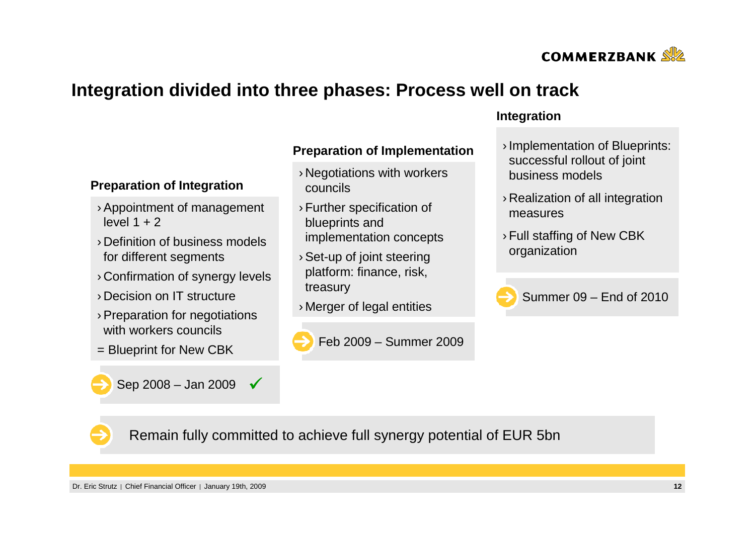# Integration divided into three phases: Process well on track

### Preparation of Integration

- Appointment of management level 1 + 2
- Definition of business models for different segments
- Confirmation of synergy levels
- Decision on IT structure
- Preparation for negotiations with workers councils

= Blueprint for New CBK

Sep 2008 – Jan 2009 ✓

### Preparation of Implementation

- Negotiations with workers councils
- Further specification of blueprints and implementation concepts
- Set-up of joint steering platform: finance, risk, treasury
- Merger of legal entities

Feb 2009 – Summer 2009

### Integration

- Implementation of Blueprints: successful rollout of joint business models
- Realization of all integration measures
- Full staffing of New CBK organization

Summer 09 – End of 2010

Remain fully committed to achieve full synergy potential of EUR 5bn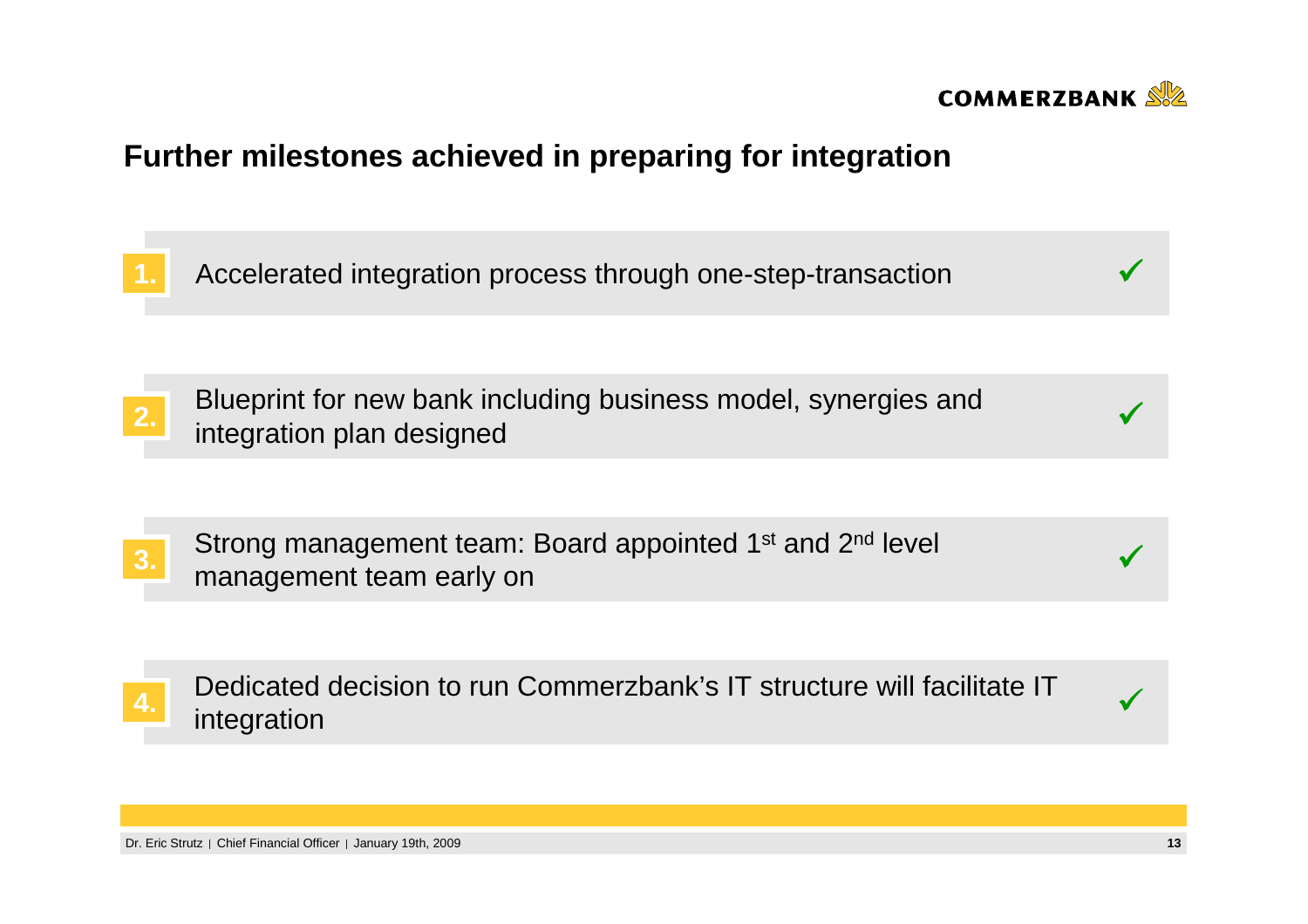## Further milestones achieved in preparing for integration

1. Accelerated integration process through one-step-transaction ✓

2. Blueprint for new bank including business model, synergies and integration plan designed ✓

3. Strong management team: Board appointed 1st and 2nd level management team early on ✓

4. Dedicated decision to run Commerzbank's IT structure will facilitate IT integration ✓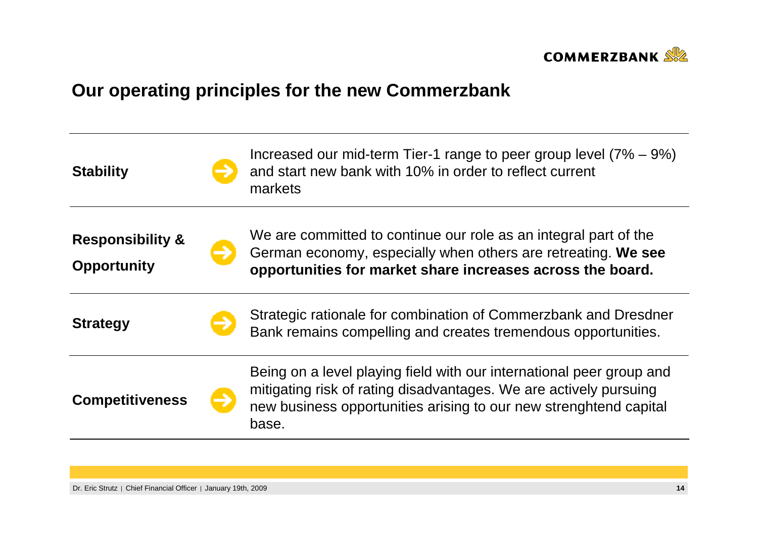# Our operating principles for the new Commerzbank

| | |
|---|---|
| **Stability** | Increased our mid-term Tier-1 range to peer group level (7% – 9%) and start new bank with 10% in order to reflect current markets |
| **Responsibility & Opportunity** | We are committed to continue our role as an integral part of the German economy, especially when others are retreating. **We see opportunities for market share increases across the board.** |
| **Strategy** | Strategic rationale for combination of Commerzbank and Dresdner Bank remains compelling and creates tremendous opportunities. |
| **Competitiveness** | Being on a level playing field with our international peer group and mitigating risk of rating disadvantages. We are actively pursuing new business opportunities arising to our new strenghtend capital base. |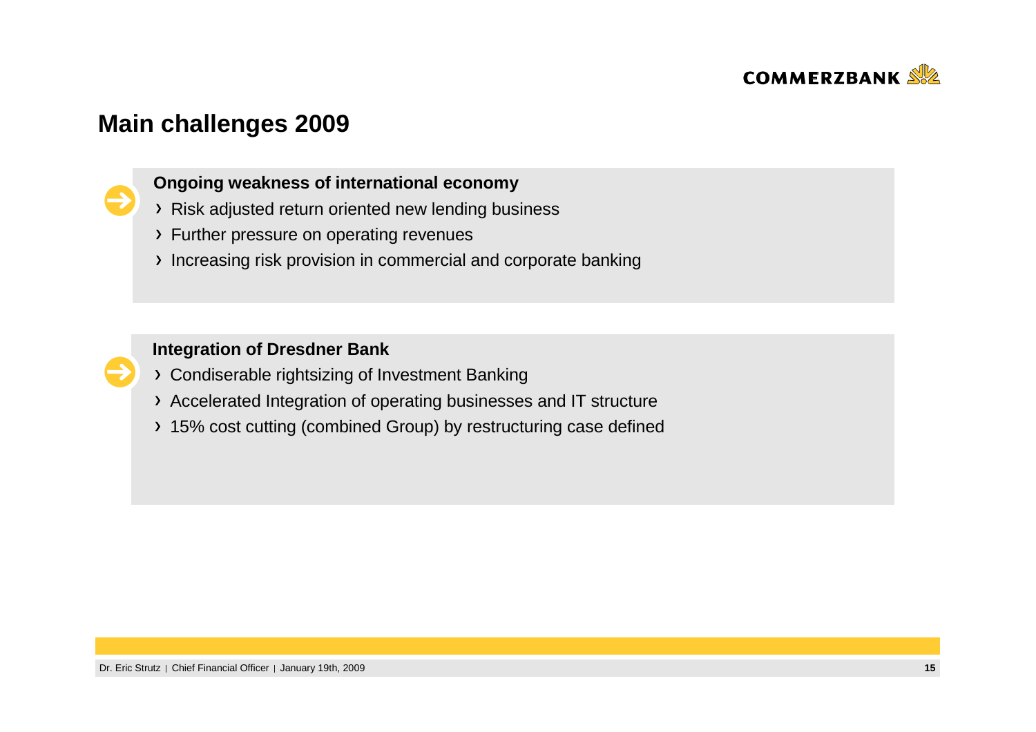# Main challenges 2009

**Ongoing weakness of international economy**

- Risk adjusted return oriented new lending business
- Further pressure on operating revenues
- Increasing risk provision in commercial and corporate banking

**Integration of Dresdner Bank**

- Condiserable rightsizing of Investment Banking
- Accelerated Integration of operating businesses and IT structure
- 15% cost cutting (combined Group) by restructuring case defined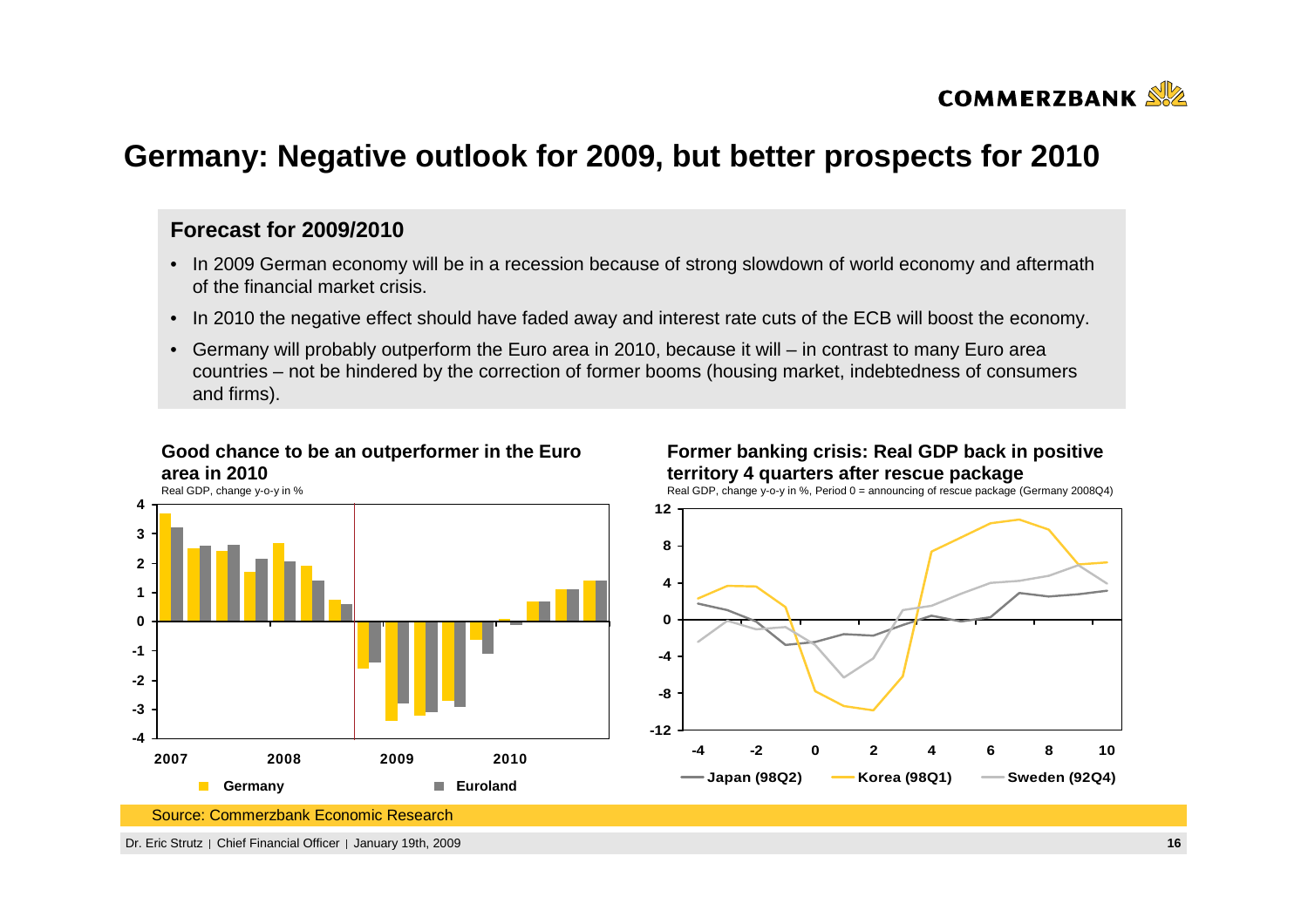# Germany: Negative outlook for 2009, but better prospects for 2010

## Forecast for 2009/2010

- In 2009 German economy will be in a recession because of strong slowdown of world economy and aftermath of the financial market crisis.
- In 2010 the negative effect should have faded away and interest rate cuts of the ECB will boost the economy.
- Germany will probably outperform the Euro area in 2010, because it will – in contrast to many Euro area countries – not be hindered by the correction of former booms (housing market, indebtedness of consumers and firms).

**Good chance to be an outperformer in the Euro area in 2010**

Real GDP, change y-o-y in %

**Former banking crisis: Real GDP back in positive territory 4 quarters after rescue package**

Real GDP, change y-o-y in %, Period 0 = announcing of rescue package (Germany 2008Q4)

Source: Commerzbank Economic Research

Dr. Eric Strutz | Chief Financial Officer | January 19th, 2009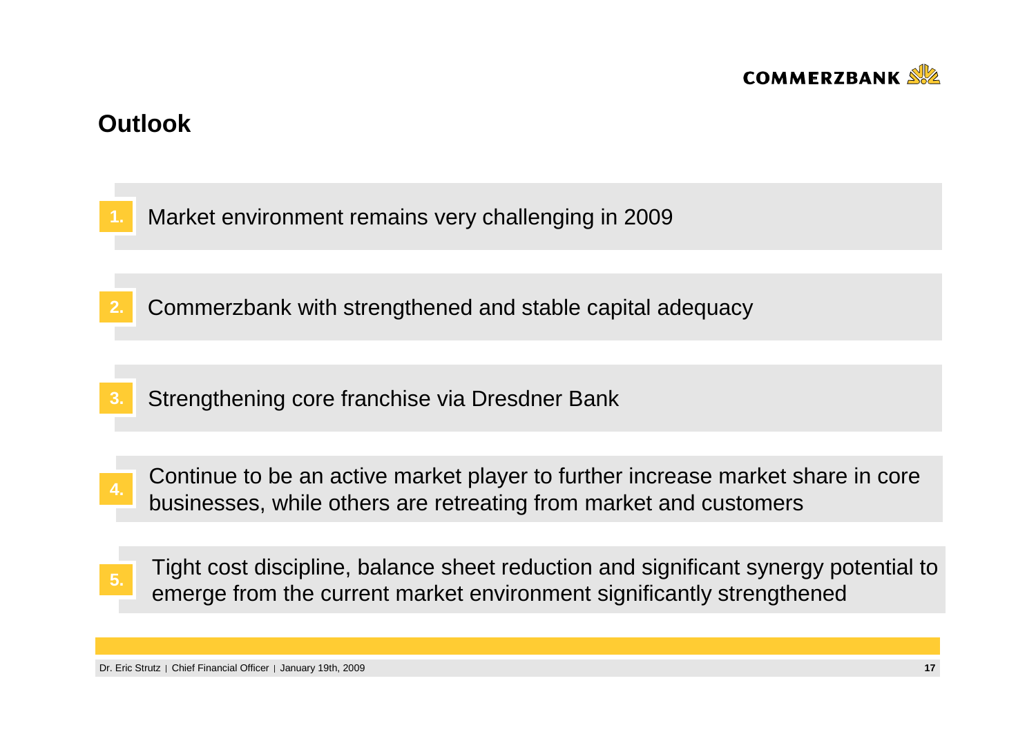## Outlook

1. Market environment remains very challenging in 2009

2. Commerzbank with strengthened and stable capital adequacy

3. Strengthening core franchise via Dresdner Bank

4. Continue to be an active market player to further increase market share in core businesses, while others are retreating from market and customers

5. Tight cost discipline, balance sheet reduction and significant synergy potential to emerge from the current market environment significantly strengthened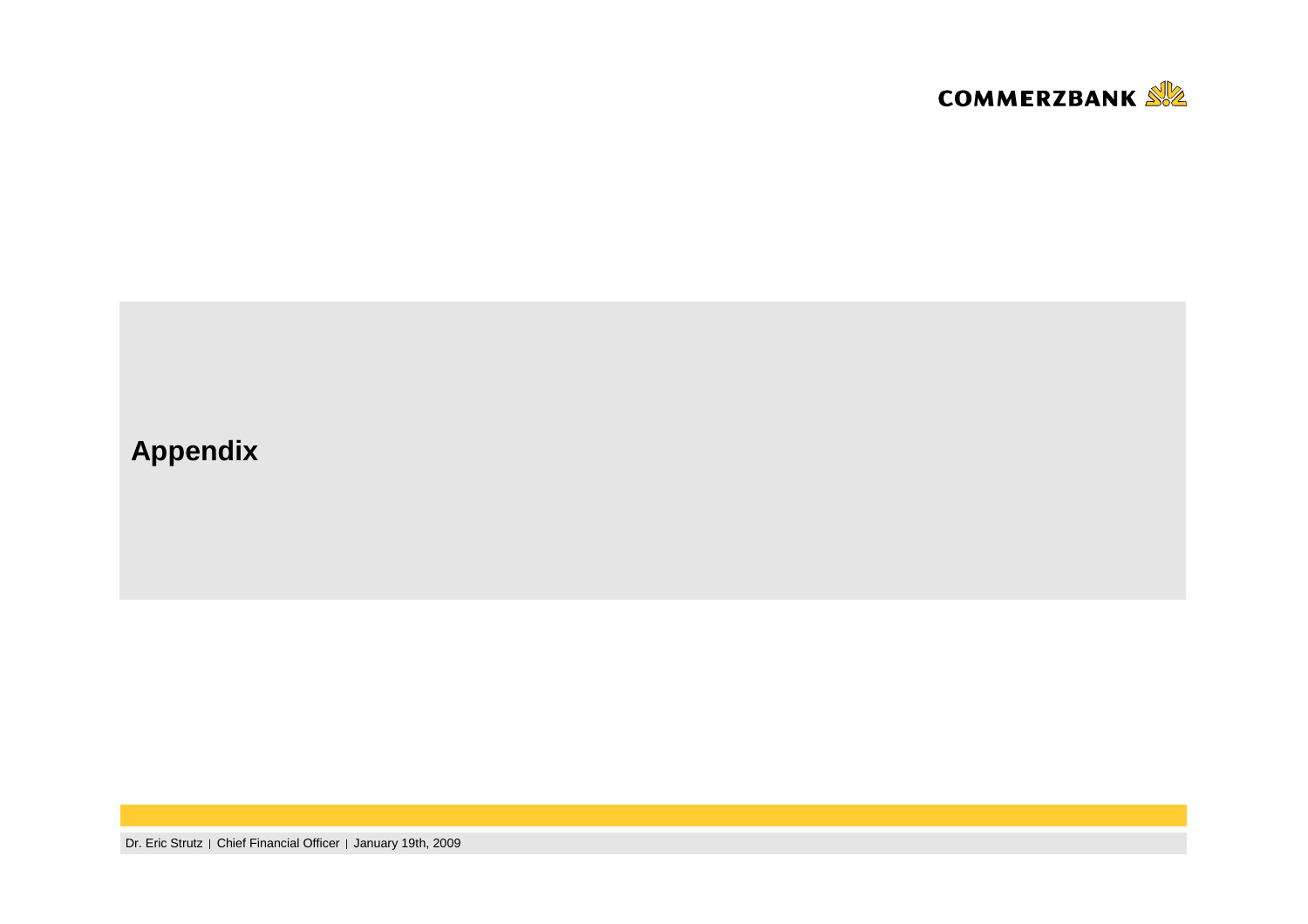# Appendix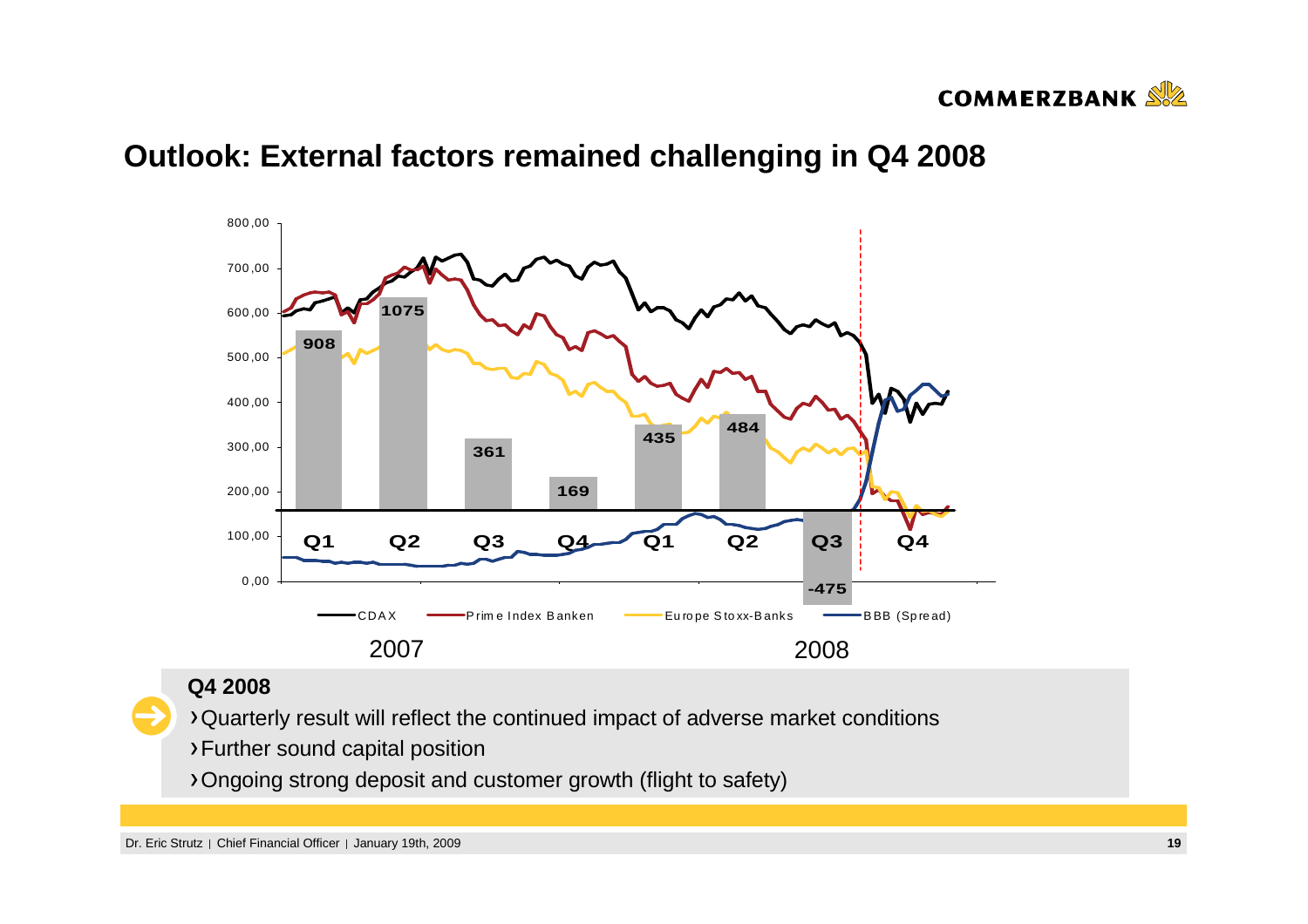## Outlook: External factors remained challenging in Q4 2008

800,00
700,00
600,00
500,00
400,00
300,00
200,00
100,00
0,00

| | Q1 | Q2 | Q3 | Q4 | Q1 | Q2 | Q3 | Q4 |
|---|---|---|---|---|---|---|---|---|
| | 908 | 1075 | 361 | 169 | 435 | 484 | -475 | |

CDAX — Prime Index Banken — Europe Stoxx-Banks — BBB (Spread)

2007 2008

**Q4 2008**

- Quarterly result will reflect the continued impact of adverse market conditions
- Further sound capital position
- Ongoing strong deposit and customer growth (flight to safety)

Dr. Eric Strutz | Chief Financial Officer | January 19th, 2009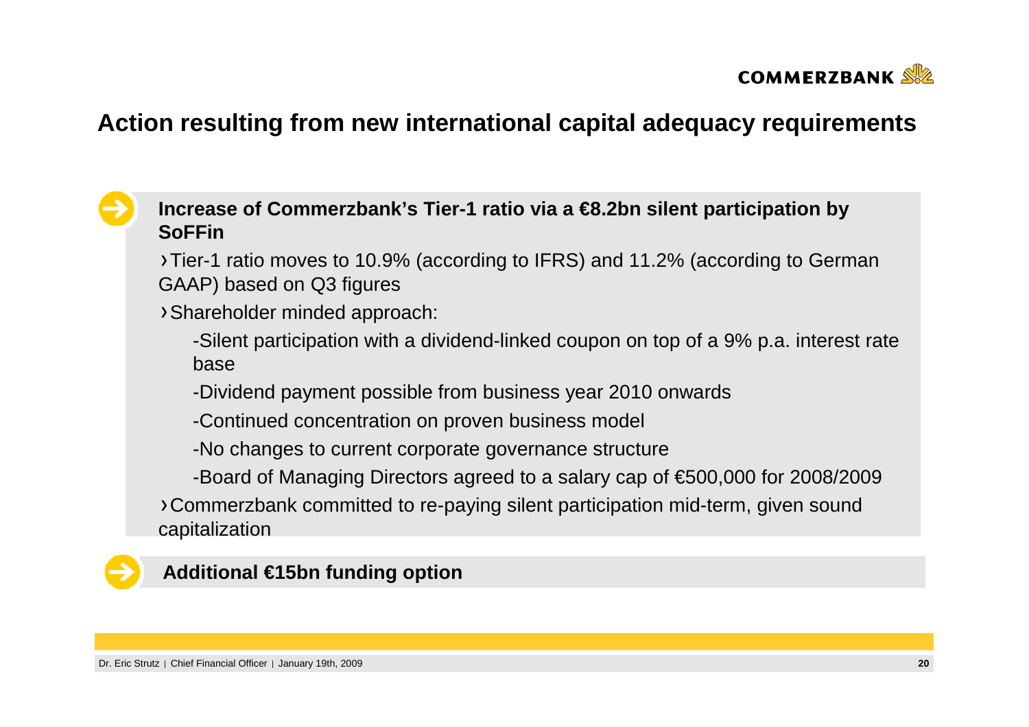# Action resulting from new international capital adequacy requirements

**Increase of Commerzbank's Tier-1 ratio via a €8.2bn silent participation by SoFFin**

- Tier-1 ratio moves to 10.9% (according to IFRS) and 11.2% (according to German GAAP) based on Q3 figures
- Shareholder minded approach:
  - Silent participation with a dividend-linked coupon on top of a 9% p.a. interest rate base
  - Dividend payment possible from business year 2010 onwards
  - Continued concentration on proven business model
  - No changes to current corporate governance structure
  - Board of Managing Directors agreed to a salary cap of €500,000 for 2008/2009
- Commerzbank committed to re-paying silent participation mid-term, given sound capitalization

**Additional €15bn funding option**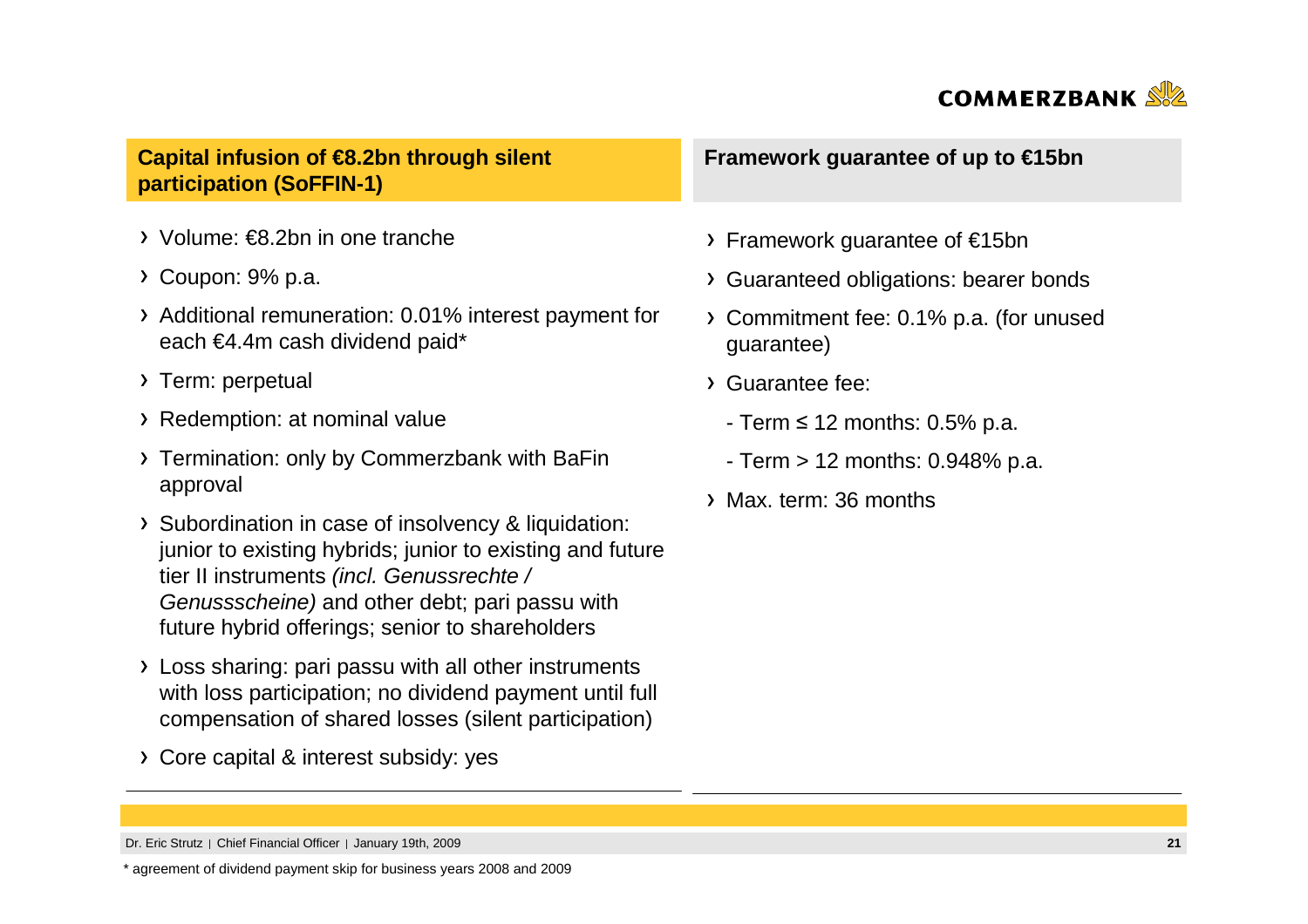## Capital infusion of €8.2bn through silent participation (SoFFIN-1)

- Volume: €8.2bn in one tranche
- Coupon: 9% p.a.
- Additional remuneration: 0.01% interest payment for each €4.4m cash dividend paid*
- Term: perpetual
- Redemption: at nominal value
- Termination: only by Commerzbank with BaFin approval
- Subordination in case of insolvency & liquidation: junior to existing hybrids; junior to existing and future tier II instruments *(incl. Genussrechte / Genussscheine)* and other debt; pari passu with future hybrid offerings; senior to shareholders
- Loss sharing: pari passu with all other instruments with loss participation; no dividend payment until full compensation of shared losses (silent participation)
- Core capital & interest subsidy: yes

## Framework guarantee of up to €15bn

- Framework guarantee of €15bn
- Guaranteed obligations: bearer bonds
- Commitment fee: 0.1% p.a. (for unused guarantee)
- Guarantee fee:
  - Term ≤ 12 months: 0.5% p.a.
  - Term > 12 months: 0.948% p.a.
- Max. term: 36 months

Dr. Eric Strutz | Chief Financial Officer | January 19th, 2009

* agreement of dividend payment skip for business years 2008 and 2009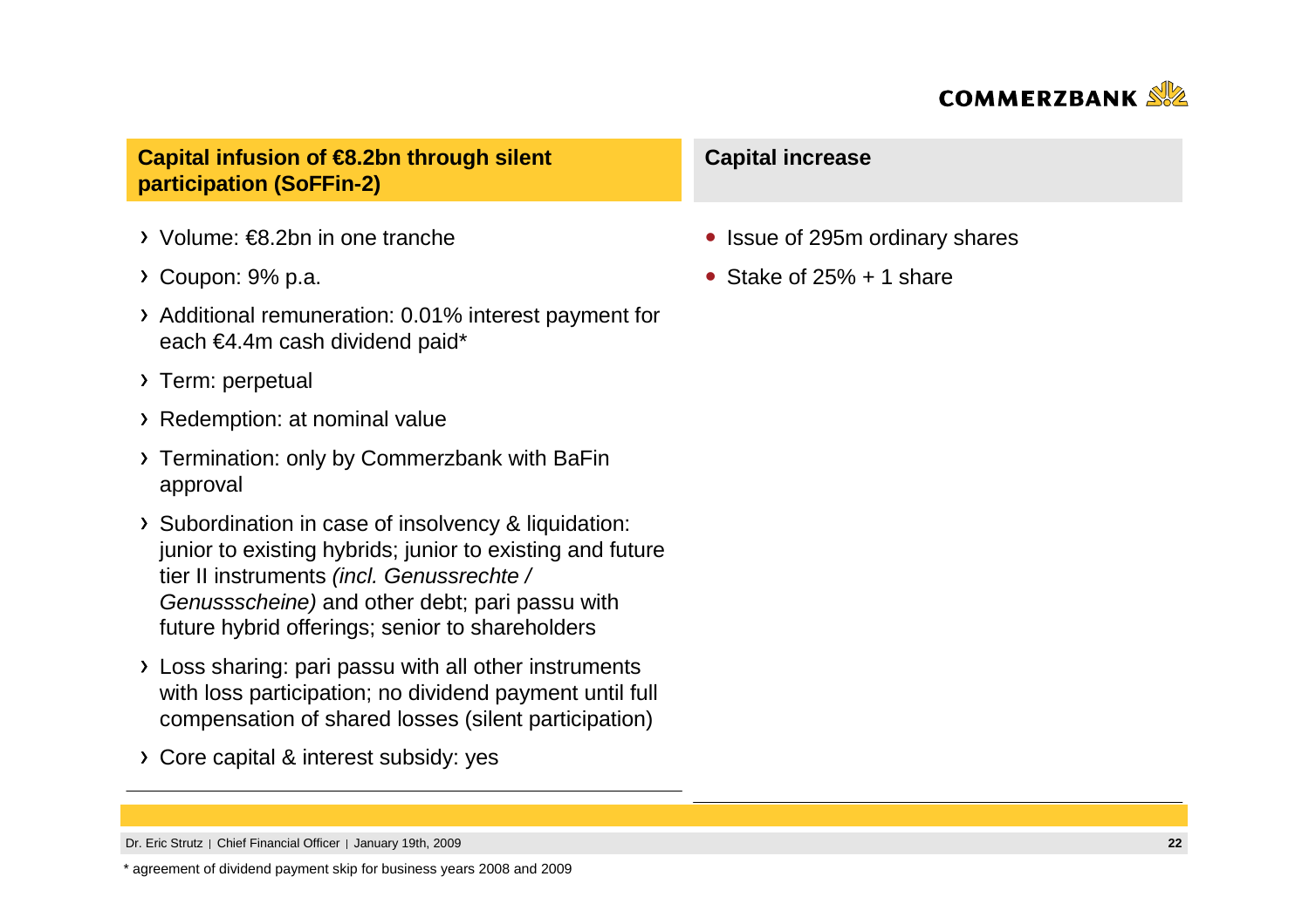## Capital infusion of €8.2bn through silent participation (SoFFin-2)

- Volume: €8.2bn in one tranche
- Coupon: 9% p.a.
- Additional remuneration: 0.01% interest payment for each €4.4m cash dividend paid*
- Term: perpetual
- Redemption: at nominal value
- Termination: only by Commerzbank with BaFin approval
- Subordination in case of insolvency & liquidation: junior to existing hybrids; junior to existing and future tier II instruments *(incl. Genussrechte / Genussscheine)* and other debt; pari passu with future hybrid offerings; senior to shareholders
- Loss sharing: pari passu with all other instruments with loss participation; no dividend payment until full compensation of shared losses (silent participation)
- Core capital & interest subsidy: yes

## Capital increase

- Issue of 295m ordinary shares
- Stake of 25% + 1 share

\* agreement of dividend payment skip for business years 2008 and 2009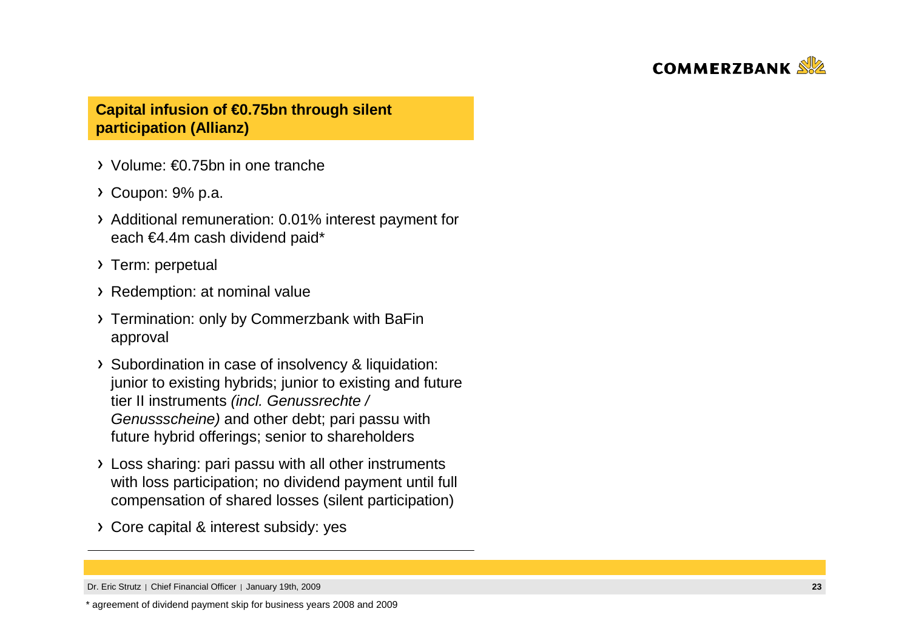## Capital infusion of €0.75bn through silent participation (Allianz)

- Volume: €0.75bn in one tranche
- Coupon: 9% p.a.
- Additional remuneration: 0.01% interest payment for each €4.4m cash dividend paid*
- Term: perpetual
- Redemption: at nominal value
- Termination: only by Commerzbank with BaFin approval
- Subordination in case of insolvency & liquidation: junior to existing hybrids; junior to existing and future tier II instruments *(incl. Genussrechte / Genussscheine)* and other debt; pari passu with future hybrid offerings; senior to shareholders
- Loss sharing: pari passu with all other instruments with loss participation; no dividend payment until full compensation of shared losses (silent participation)
- Core capital & interest subsidy: yes

\* agreement of dividend payment skip for business years 2008 and 2009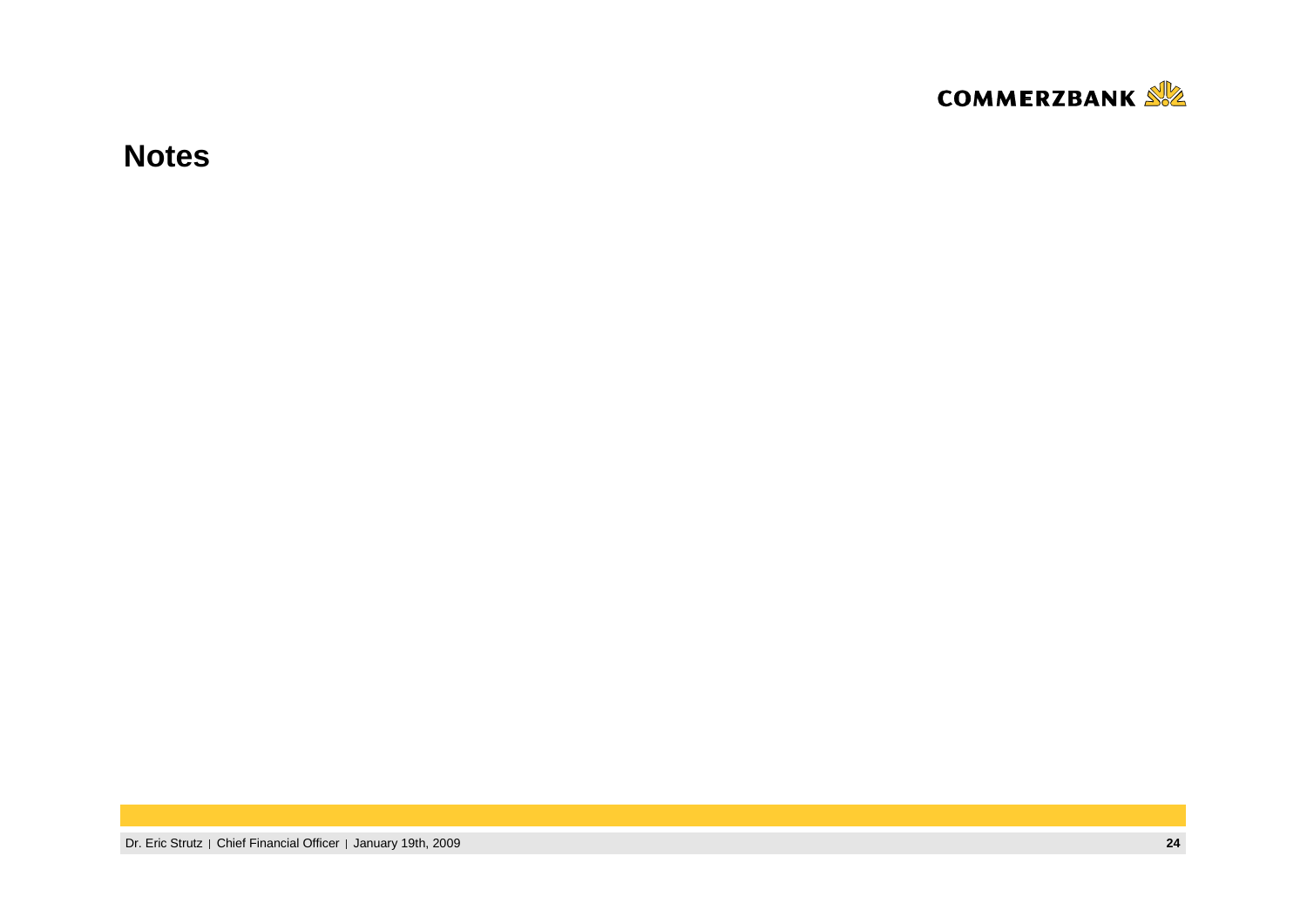# Notes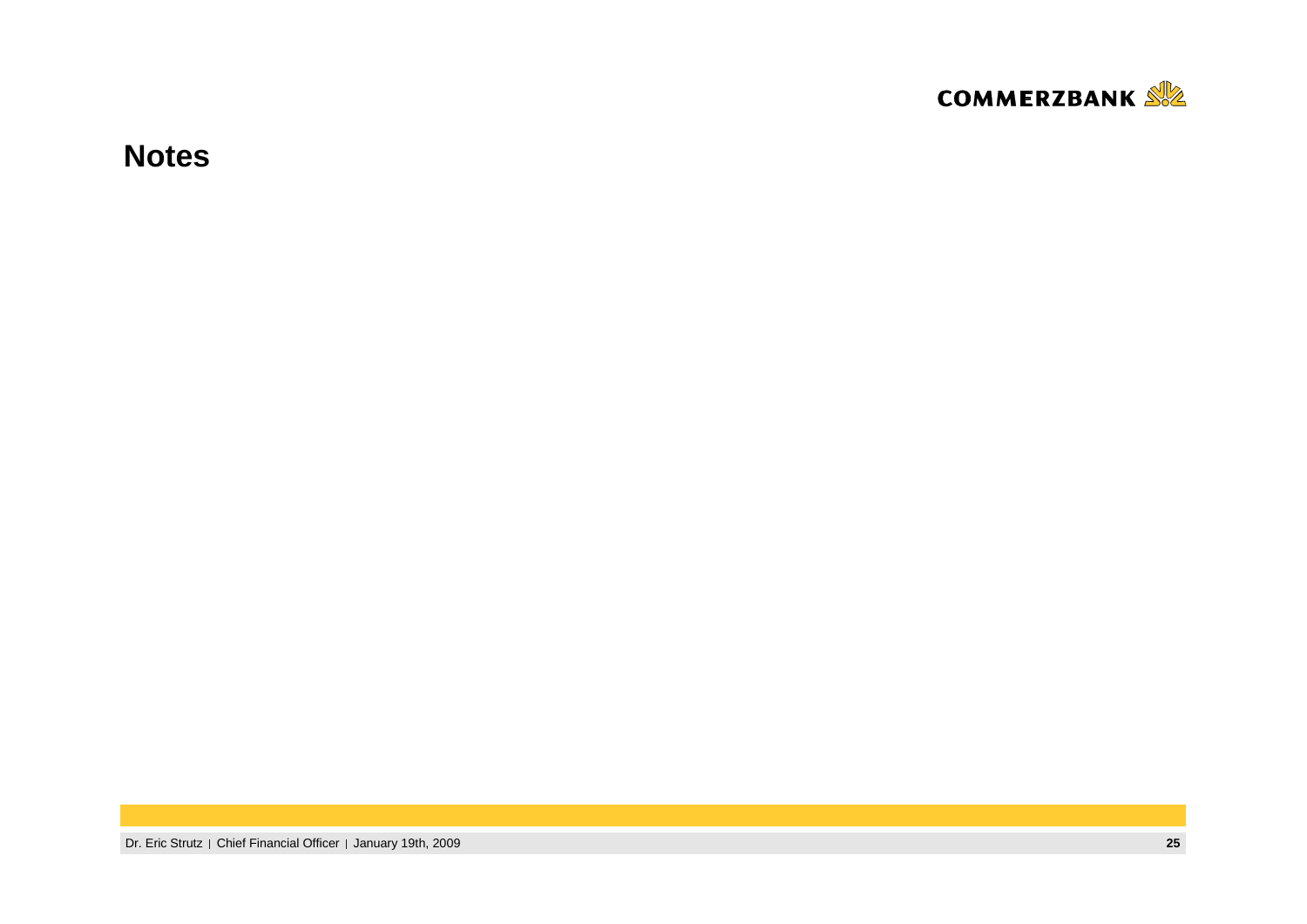# Notes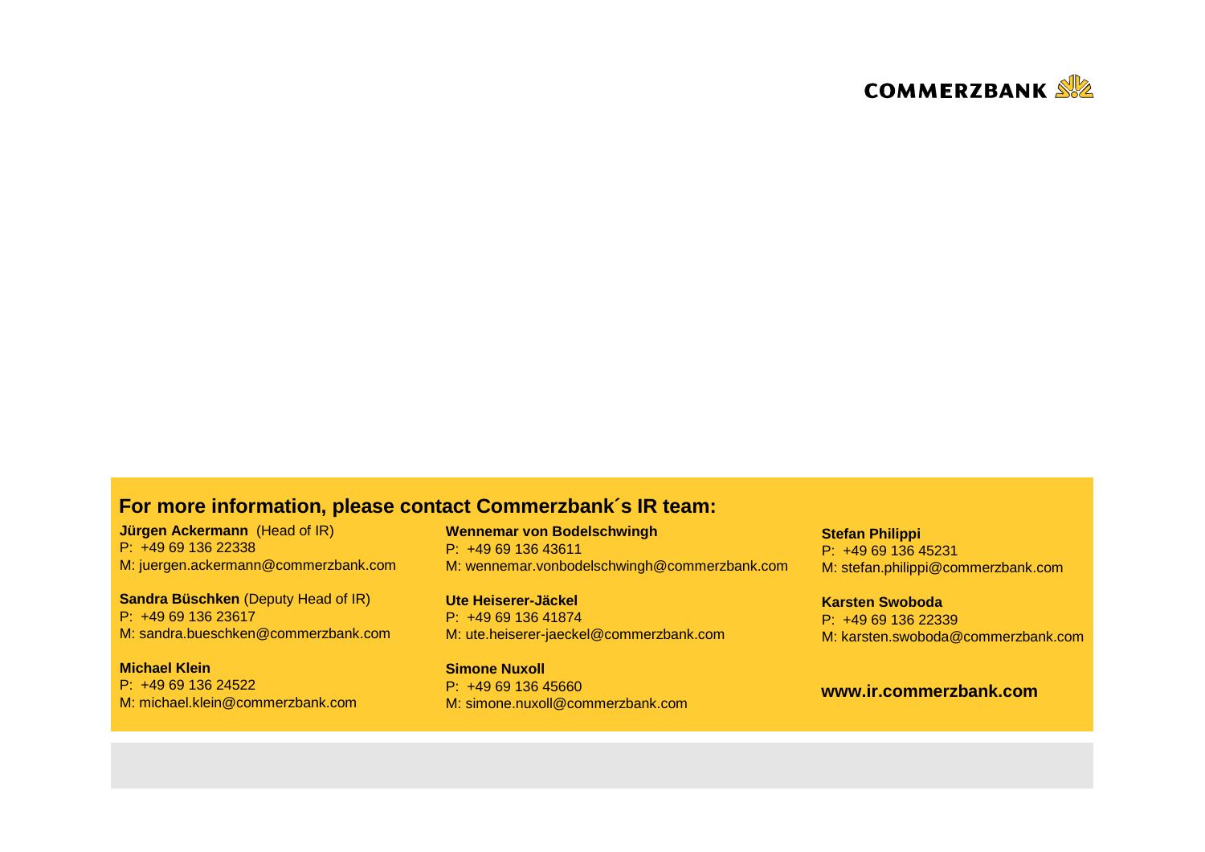COMMERZBANK

## For more information, please contact Commerzbank´s IR team:

**Jürgen Ackermann** (Head of IR)
P: +49 69 136 22338
M: juergen.ackermann@commerzbank.com

**Sandra Büschken** (Deputy Head of IR)
P: +49 69 136 23617
M: sandra.bueschken@commerzbank.com

**Michael Klein**
P: +49 69 136 24522
M: michael.klein@commerzbank.com

**Wennemar von Bodelschwingh**
P: +49 69 136 43611
M: wennemar.vonbodelschwingh@commerzbank.com

**Ute Heiserer-Jäckel**
P: +49 69 136 41874
M: ute.heiserer-jaeckel@commerzbank.com

**Simone Nuxoll**
P: +49 69 136 45660
M: simone.nuxoll@commerzbank.com

**Stefan Philippi**
P: +49 69 136 45231
M: stefan.philippi@commerzbank.com

**Karsten Swoboda**
P: +49 69 136 22339
M: karsten.swoboda@commerzbank.com

**www.ir.commerzbank.com**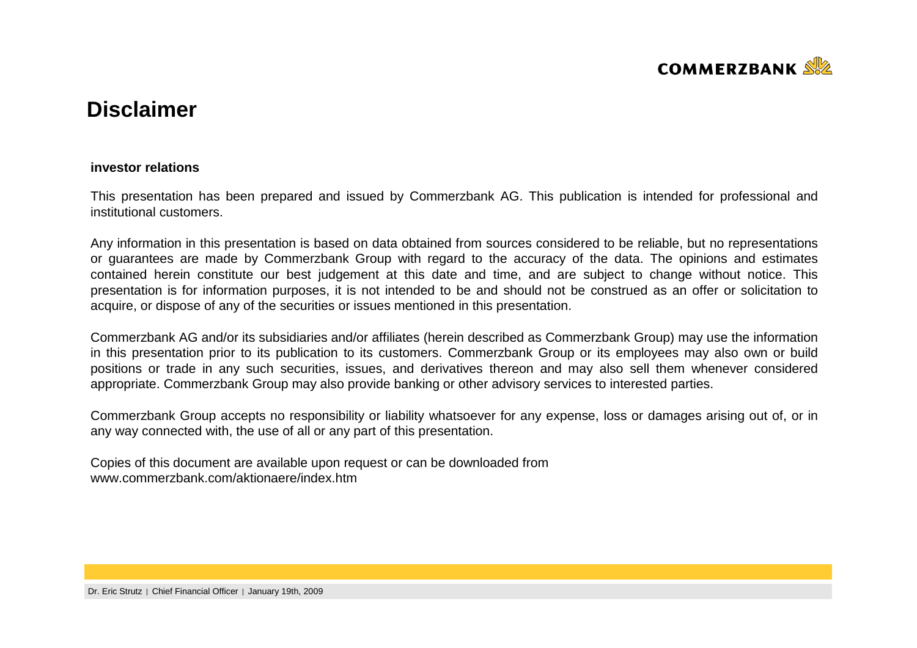# Disclaimer

**investor relations**

This presentation has been prepared and issued by Commerzbank AG. This publication is intended for professional and institutional customers.

Any information in this presentation is based on data obtained from sources considered to be reliable, but no representations or guarantees are made by Commerzbank Group with regard to the accuracy of the data. The opinions and estimates contained herein constitute our best judgement at this date and time, and are subject to change without notice. This presentation is for information purposes, it is not intended to be and should not be construed as an offer or solicitation to acquire, or dispose of any of the securities or issues mentioned in this presentation.

Commerzbank AG and/or its subsidiaries and/or affiliates (herein described as Commerzbank Group) may use the information in this presentation prior to its publication to its customers. Commerzbank Group or its employees may also own or build positions or trade in any such securities, issues, and derivatives thereon and may also sell them whenever considered appropriate. Commerzbank Group may also provide banking or other advisory services to interested parties.

Commerzbank Group accepts no responsibility or liability whatsoever for any expense, loss or damages arising out of, or in any way connected with, the use of all or any part of this presentation.

Copies of this document are available upon request or can be downloaded from
www.commerzbank.com/aktionaere/index.htm